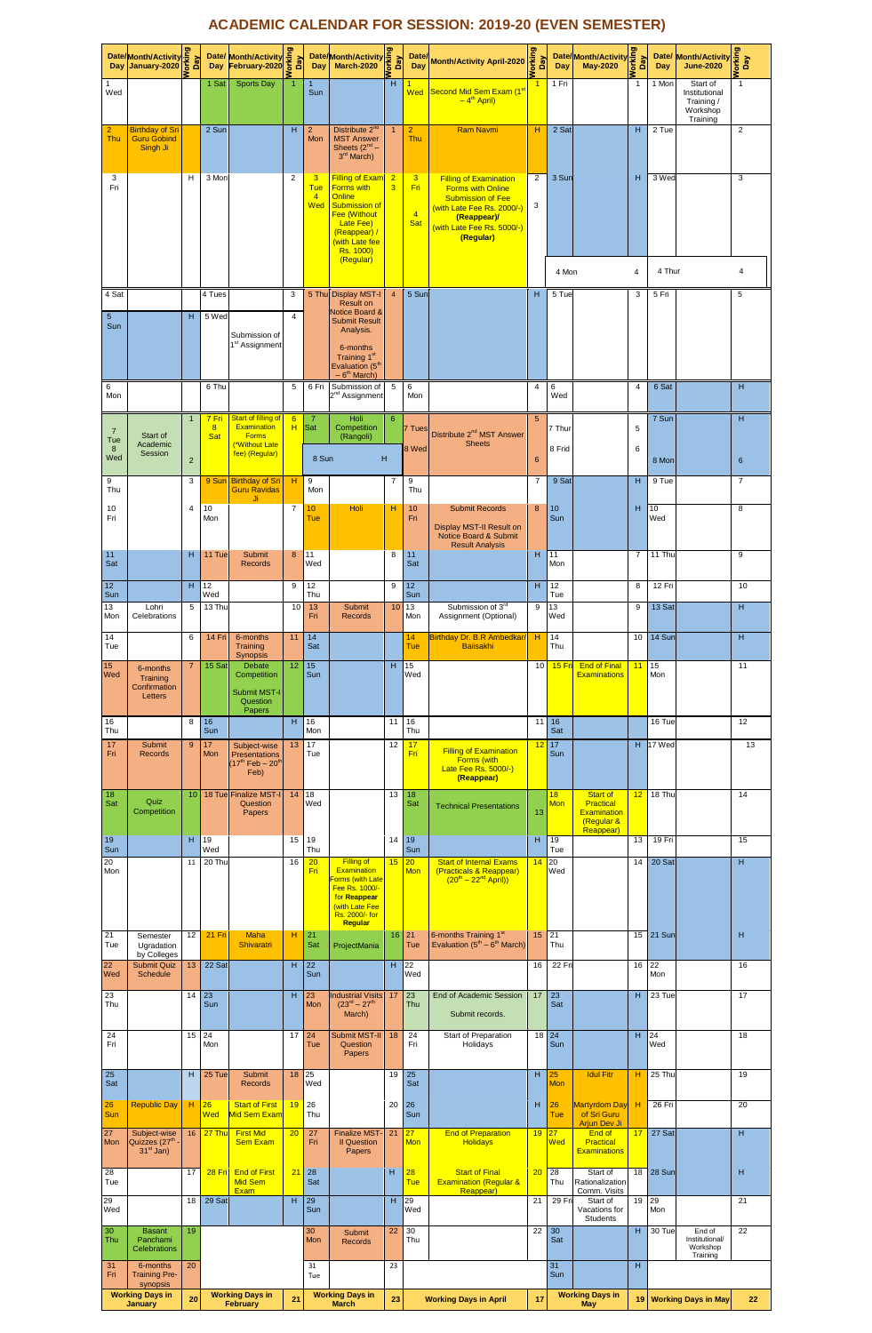# ACADEMIC CALENDAR FOR SESSION: 2019-20 (EVEN SEMESTER)

| Date/Day | Month/Activity January-2020 | Working Day | Date/Day | Month/Activity February-2020 | Working Day | Date/Day | Month/Activity March-2020 | Working Day | Date/Day | Month/Activity April-2020 | Working Day | Date/Day | Month/Activity May-2020 | Working Day | Date/Day | Month/Activity June-2020 | Working Day |
|---|---|---|---|---|---|---|---|---|---|---|---|---|---|---|---|---|---|
| 1 Wed | | | 1 Sat | Sports Day | 1 | 1 Sun | | H | 1 Wed | Second Mid Sem Exam (1st – 4th April) | 1 | 1 Fri | | 1 | 1 Mon | Start of Institutional Training / Workshop Training | 1 |
| 2 Thu | Birthday of Sri Guru Gobind Singh Ji | | 2 Sun | | H | 2 Mon | Distribute 2nd MST Answer Sheets (2nd – 3rd March) | 1 | 2 Thu | Ram Navmi | H | 2 Sat | | H | 2 Tue | | 2 |
| 3 Fri | | H | 3 Mon | | 2 | 3 Tue / 4 Wed | Filling of Exam Forms with Online Submission of Fee (Without Late Fee) (Reappear) / (with Late fee Rs. 1000) (Regular) | 2 / 3 | 3 Fri / 4 Sat | Filling of Examination Forms with Online Submission of Fee (with Late Fee Rs. 2000/-) (Reappear)/ (with Late Fee Rs. 5000/-) (Regular) | 2 / 3 | 3 Sun | | H | 3 Wed | | 3 |
| | | | | | | | | | | | | 4 Mon | | 4 | 4 Thur | | 4 |
| 4 Sat | | | 4 Tues | | 3 | 5 Thu | Display MST-I Result on Notice Board & Submit Result Analysis. 6-months Training 1st Evaluation (5th – 6th March) | 4 | 5 Sun | | H | 5 Tue | | 3 | 5 Fri | | 5 |
| 5 Sun | | H | 5 Wed | Submission of 1st Assignment | 4 | | | | | | | | | | | | |
| 6 Mon | | | 6 Thu | | 5 | 6 Fri | Submission of 2nd Assignment | 5 | 6 Mon | | 4 | 6 Wed | | 4 | 6 Sat | | H |
| 7 Tue / 8 Wed | Start of Academic Session | 1 / 2 | 7 Fri / 8 Sat | Start of filling of Examination Forms (*Without Late fee) (Regular) | 6 / H | 7 Sat | Holi Competition (Rangoli) | 6 | 7 Tues / 8 Wed | Distribute 2nd MST Answer Sheets | 5 / 6 | 7 Thur / 8 Frid | | 5 / 6 | 7 Sun / 8 Mon | | H / 6 |
| | | | | | | 8 Sun | | H | | | | | | | | | |
| 9 Thu | | 3 | 9 Sun | Birthday of Sri Guru Ravidas Ji | H | 9 Mon | | 7 | 9 Thu | | 7 | 9 Sat | | H | 9 Tue | | 7 |
| 10 Fri | | 4 | 10 Mon | | 7 | 10 Tue | Holi | H | 10 Fri | Submit Records / Display MST-II Result on Notice Board & Submit Result Analysis | 8 | 10 Sun | | H | 10 Wed | | 8 |
| 11 Sat | | H | 11 Tue | Submit Records | 8 | 11 Wed | | 8 | 11 Sat | | H | 11 Mon | | 7 | 11 Thu | | 9 |
| 12 Sun | | H | 12 Wed | | 9 | 12 Thu | | 9 | 12 Sun | | H | 12 Tue | | 8 | 12 Fri | | 10 |
| 13 Mon | Lohri Celebrations | 5 | 13 Thu | | 10 | 13 Fri | Submit Records | 10 | 13 Mon | Submission of 3rd Assignment (Optional) | 9 | 13 Wed | | 9 | 13 Sat | | H |
| 14 Tue | | 6 | 14 Fri | 6-months Training Synopsis | 11 | 14 Sat | | | 14 Tue | Birthday Dr. B.R Ambedkar/ Baiisakhi | H | 14 Thu | | 10 | 14 Sun | | H |
| 15 Wed | 6-months Training Confirmation Letters | 7 | 15 Sat | Debate Competition / Submit MST-I Question Papers | 12 | 15 Sun | | H | 15 Wed | | 10 | 15 Fri | End of Final Examinations | 11 | 15 Mon | | 11 |
| 16 Thu | | 8 | 16 Sun | | H | 16 Mon | | 11 | 16 Thu | | 11 | 16 Sat | | | 16 Tue | | 12 |
| 17 Fri | Submit Records | 9 | 17 Mon | Subject-wise Presentations (17th Feb – 20th Feb) | 13 | 17 Tue | | 12 | 17 Fri | Filling of Examination Forms (with Late Fee Rs. 5000/-) (Reappear) | 12 | 17 Sun | | H | 17 Wed | | 13 |
| 18 Sat | Quiz Competition | 10 | 18 Tue | Finalize MST-I Question Papers | 14 | 18 Wed | | 13 | 18 Sat | Technical Presentations | 13 | 18 Mon | Start of Practical Examination (Regular & Reappear) | 12 | 18 Thu | | 14 |
| 19 Sun | | H | 19 Wed | | 15 | 19 Thu | | 14 | 19 Sun | | H | 19 Tue | | 13 | 19 Fri | | 15 |
| 20 Mon | | 11 | 20 Thu | | 16 | 20 Fri | Filling of Examination Forms (with Late Fee Rs. 1000/- for Reappear (with Late Fee Rs. 2000/- for Regular | 15 | 20 Mon | Start of Internal Exams (Practicals & Reappear) (20th – 22nd April)) | 14 | 20 Wed | | 14 | 20 Sat | | H |
| 21 Tue | Semester Upgradation by Colleges | 12 | 21 Fri | Maha Shivaratri | H | 21 Sat | ProjectMania | 16 | 21 Tue | 6-months Training 1st Evaluation (5th – 6th March) | 15 | 21 Thu | | 15 | 21 Sun | | H |
| 22 Wed | Submit Quiz Schedule | 13 | 22 Sat | | H | 22 Sun | | H | 22 Wed | | 16 | 22 Fri | | 16 | 22 Mon | | 16 |
| 23 Thu | | 14 | 23 Sun | | H | 23 Mon | Industrial Visits (23rd – 27th March) | 17 | 23 Thu | End of Academic Session / Submit records. | 17 | 23 Sat | | H | 23 Tue | | 17 |
| 24 Fri | | 15 | 24 Mon | | 17 | 24 Tue | Submit MST-II Question Papers | 18 | 24 Fri | Start of Preparation Holidays | 18 | 24 Sun | | H | 24 Wed | | 18 |
| 25 Sat | | H | 25 Tue | Submit Records | 18 | 25 Wed | | 19 | 25 Sat | | H | 25 Mon | Idul Fitr | H | 25 Thu | | 19 |
| 26 Sun | Republic Day | H | 26 Wed | Start of First Mid Sem Exam | 19 | 26 Thu | | 20 | 26 Sun | | H | 26 Tue | Martyrdom Day of Sri Guru Arjun Dev Ji | H | 26 Fri | | 20 |
| 27 Mon | Subject-wise Quizzes (27th - 31st Jan) | 16 | 27 Thu | First Mid Sem Exam | 20 | 27 Fri | Finalize MST-II Question Papers | 21 | 27 Mon | End of Preparation Holidays | 19 | 27 Wed | End of Practical Examinations | 17 | 27 Sat | | H |
| 28 Tue | | 17 | 28 Fri | End of First Mid Sem Exam | 21 | 28 Sat | | H | 28 Tue | Start of Final Examination (Regular & Reappear) | 20 | 28 Thu | Start of Rationalization Comm. Visits | 18 | 28 Sun | | H |
| 29 Wed | | 18 | 29 Sat | | H | 29 Sun | | H | 29 Wed | | 21 | 29 Fri | Start of Vacations for Students | 19 | 29 Mon | | 21 |
| 30 Thu | Basant Panchami Celebrations | 19 | | | | 30 Mon | Submit Records | 22 | 30 Thu | | 22 | 30 Sat | | H | 30 Tue | End of Institutional/ Workshop Training | 22 |
| 31 Fri | 6-months Training Pre-synopsis | 20 | | | | 31 Tue | | 23 | | | | 31 Sun | | H | | | |
| **Working Days in January** | | **20** | **Working Days in February** | | **21** | **Working Days in March** | | **23** | **Working Days in April** | | **17** | **Working Days in May** | | **19** | **Working Days in May** | | **22** |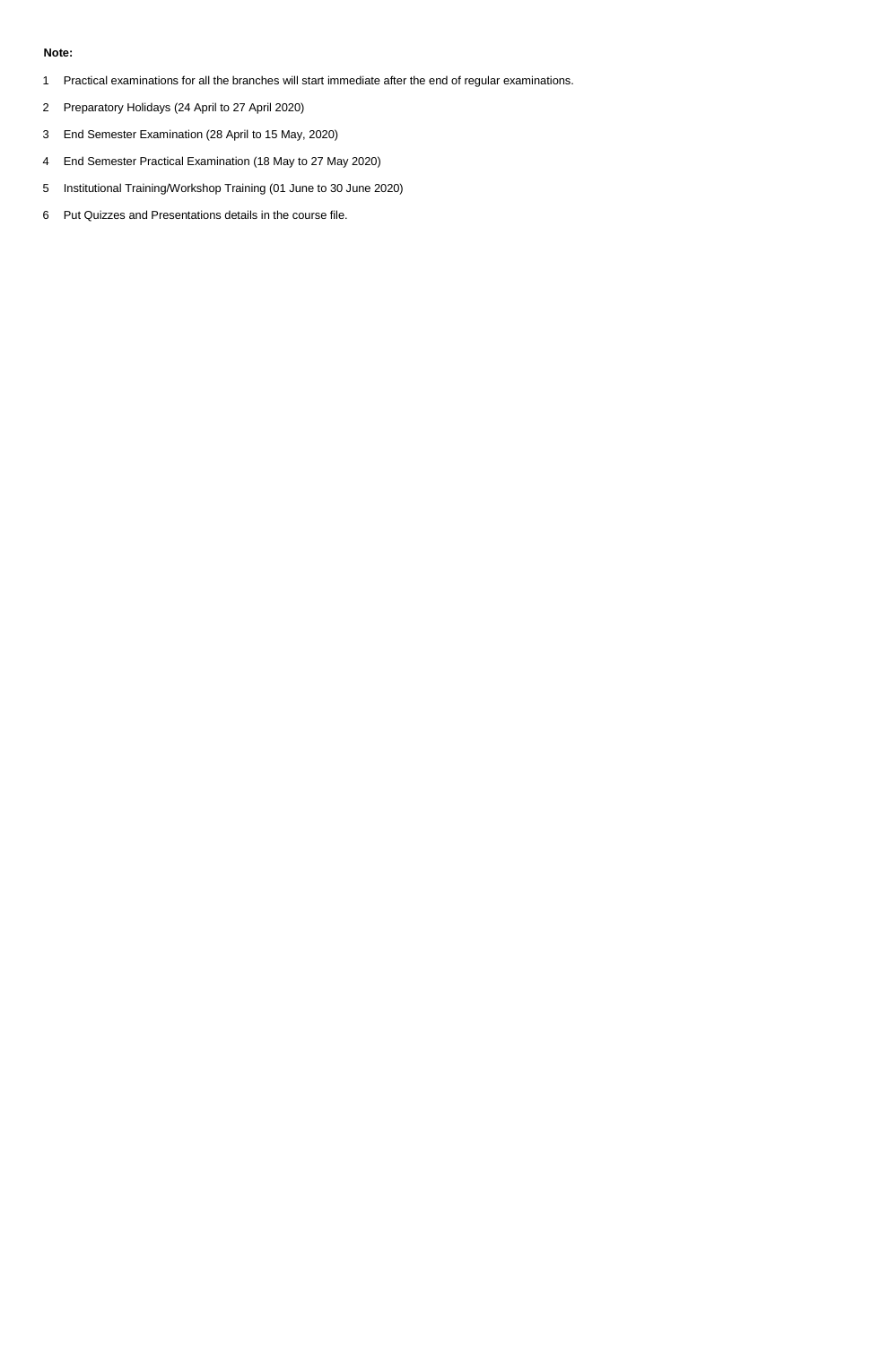**Note:**

1. Practical examinations for all the branches will start immediate after the end of regular examinations.
2. Preparatory Holidays (24 April to 27 April 2020)
3. End Semester Examination (28 April to 15 May, 2020)
4. End Semester Practical Examination (18 May to 27 May 2020)
5. Institutional Training/Workshop Training (01 June to 30 June 2020)
6. Put Quizzes and Presentations details in the course file.